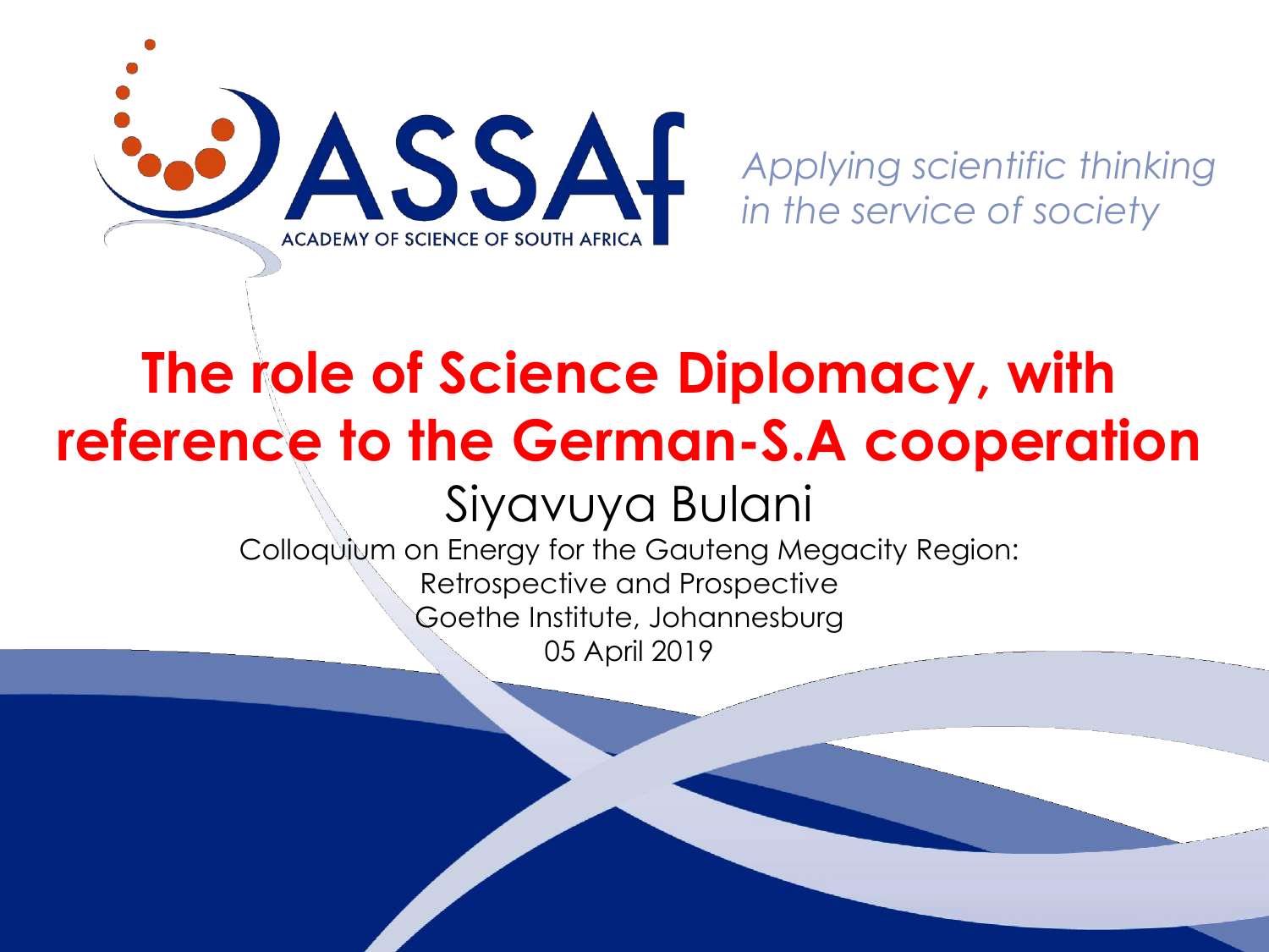ASSAf

ACADEMY OF SCIENCE OF SOUTH AFRICA

*Applying scientific thinking in the service of society*

# The role of Science Diplomacy, with reference to the German-S.A cooperation

Siyavuya Bulani

Colloquium on Energy for the Gauteng Megacity Region: Retrospective and Prospective

Goethe Institute, Johannesburg

05 April 2019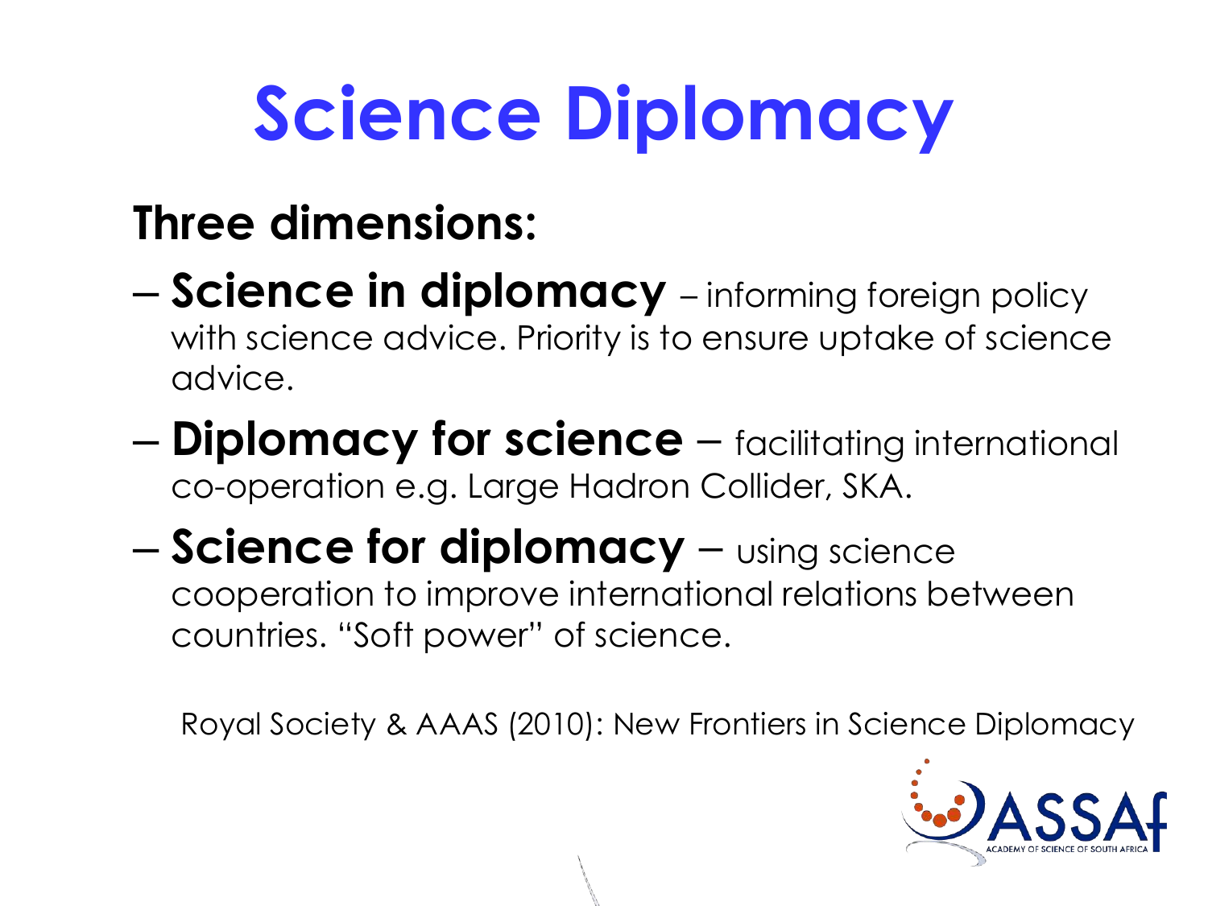# Science Diplomacy

**Three dimensions:**

- **Science in diplomacy** – informing foreign policy with science advice. Priority is to ensure uptake of science advice.
- **Diplomacy for science** – facilitating international co-operation e.g. Large Hadron Collider, SKA.
- **Science for diplomacy** – using science cooperation to improve international relations between countries. "Soft power" of science.

Royal Society & AAAS (2010): New Frontiers in Science Diplomacy

ASSAf ACADEMY OF SCIENCE OF SOUTH AFRICA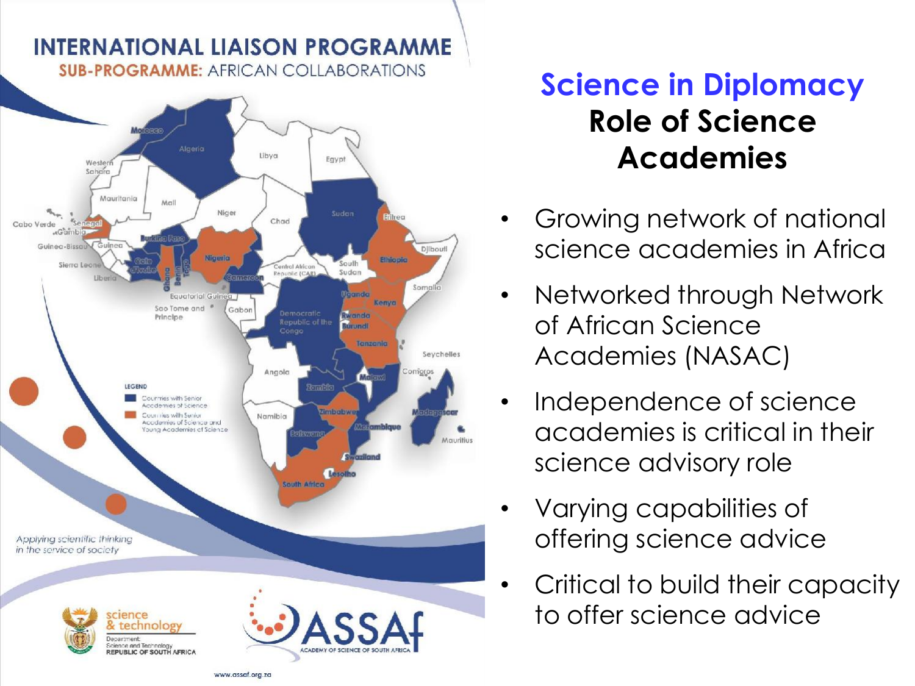# Science in Diplomacy

## Role of Science Academies

- Growing network of national science academies in Africa
- Networked through Network of African Science Academies (NASAC)
- Independence of science academies is critical in their science advisory role
- Varying capabilities of offering science advice
- Critical to build their capacity to offer science advice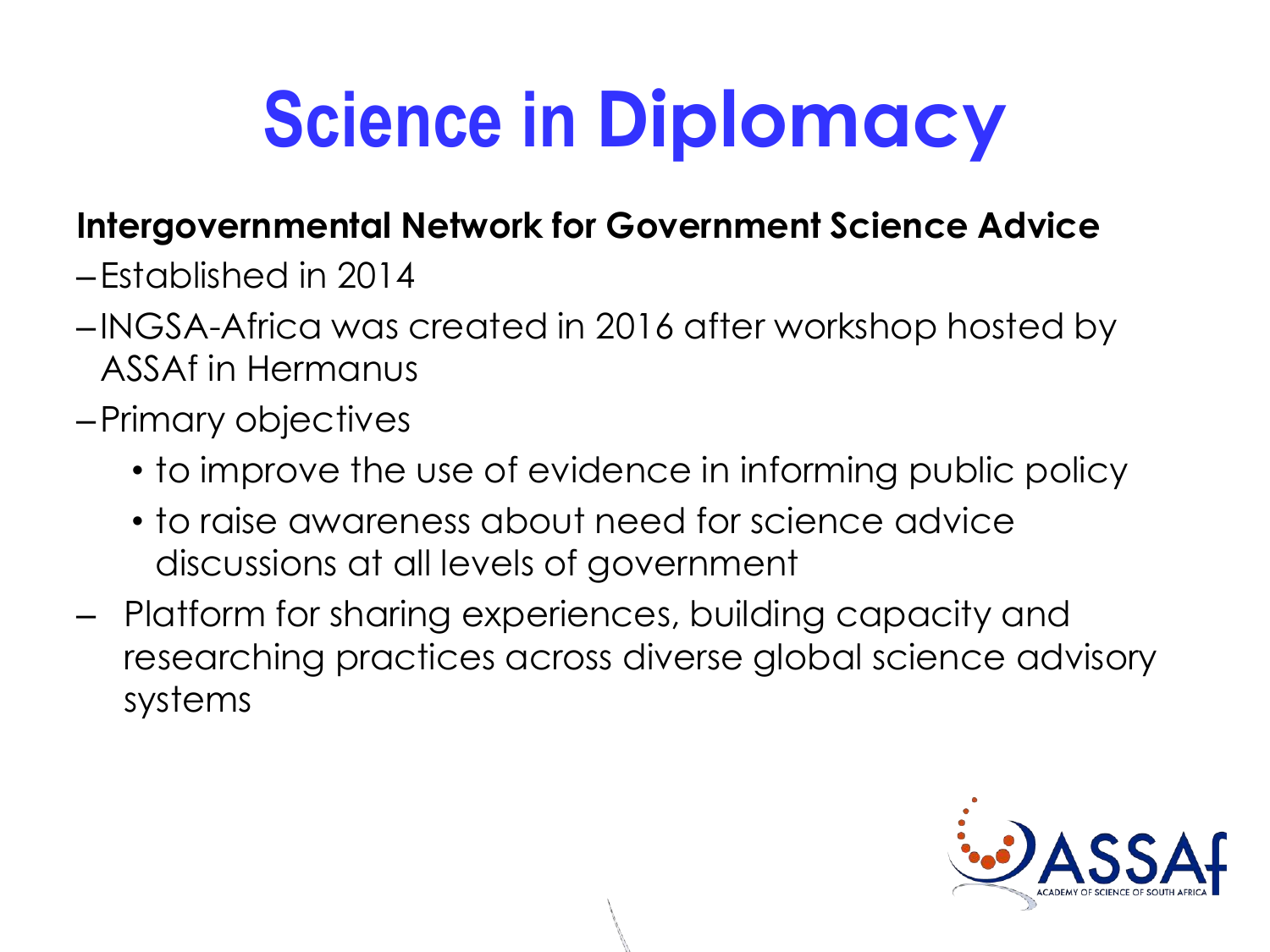# Science in Diplomacy

**Intergovernmental Network for Government Science Advice**

- Established in 2014
- INGSA-Africa was created in 2016 after workshop hosted by ASSAf in Hermanus
- Primary objectives
  - to improve the use of evidence in informing public policy
  - to raise awareness about need for science advice discussions at all levels of government
- Platform for sharing experiences, building capacity and researching practices across diverse global science advisory systems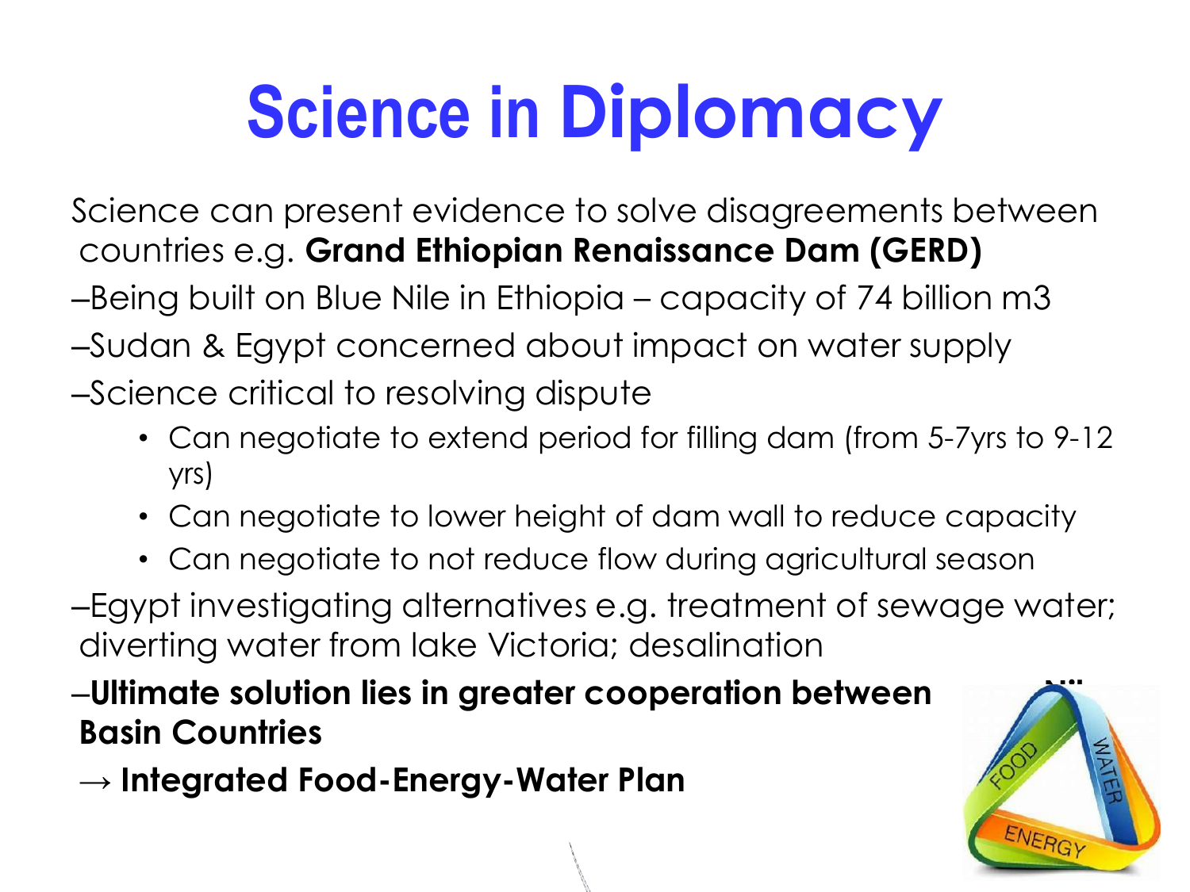# Science in Diplomacy

Science can present evidence to solve disagreements between countries e.g. **Grand Ethiopian Renaissance Dam (GERD)**

–Being built on Blue Nile in Ethiopia – capacity of 74 billion m3

–Sudan & Egypt concerned about impact on water supply

–Science critical to resolving dispute

- Can negotiate to extend period for filling dam (from 5-7yrs to 9-12 yrs)
- Can negotiate to lower height of dam wall to reduce capacity
- Can negotiate to not reduce flow during agricultural season

–Egypt investigating alternatives e.g. treatment of sewage water; diverting water from lake Victoria; desalination

–**Ultimate solution lies in greater cooperation between Nile Basin Countries**

→ **Integrated Food-Energy-Water Plan**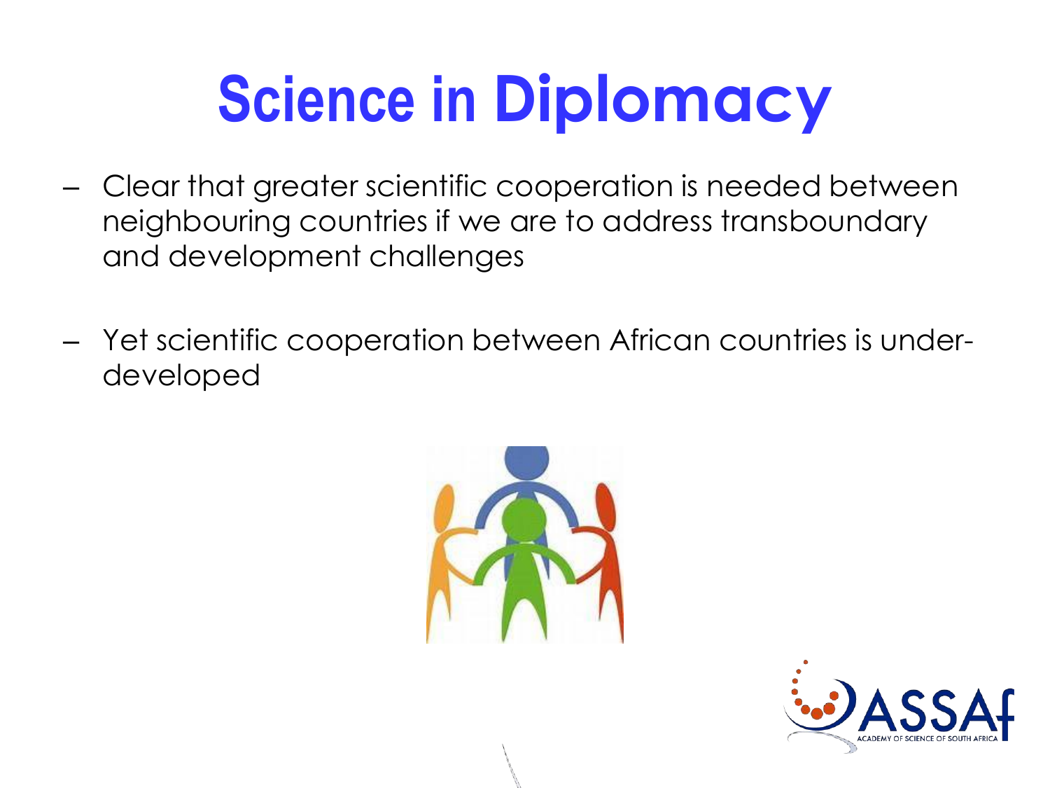# Science in Diplomacy

- Clear that greater scientific cooperation is needed between neighbouring countries if we are to address transboundary and development challenges
- Yet scientific cooperation between African countries is under-developed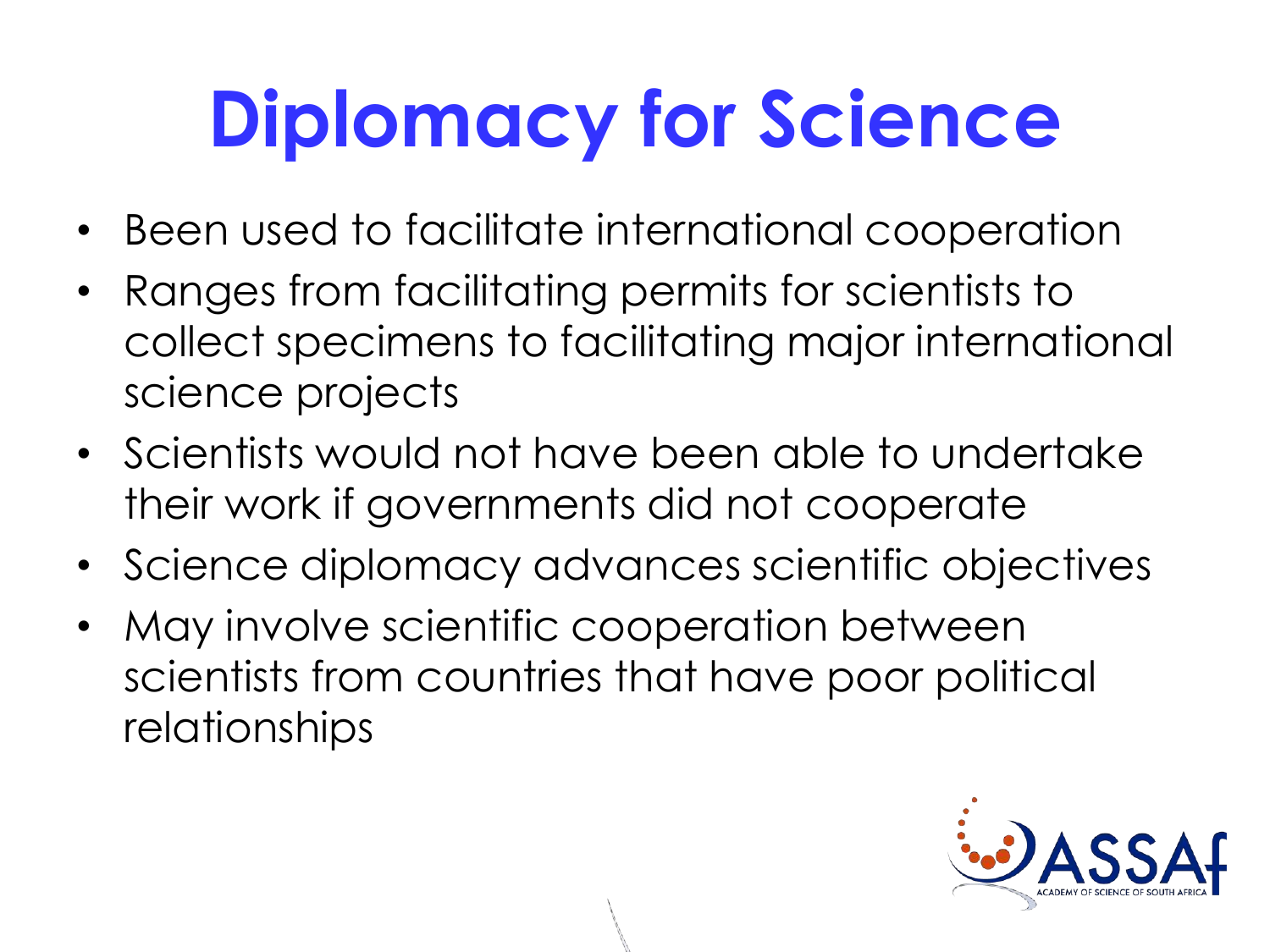# Diplomacy for Science

- Been used to facilitate international cooperation
- Ranges from facilitating permits for scientists to collect specimens to facilitating major international science projects
- Scientists would not have been able to undertake their work if governments did not cooperate
- Science diplomacy advances scientific objectives
- May involve scientific cooperation between scientists from countries that have poor political relationships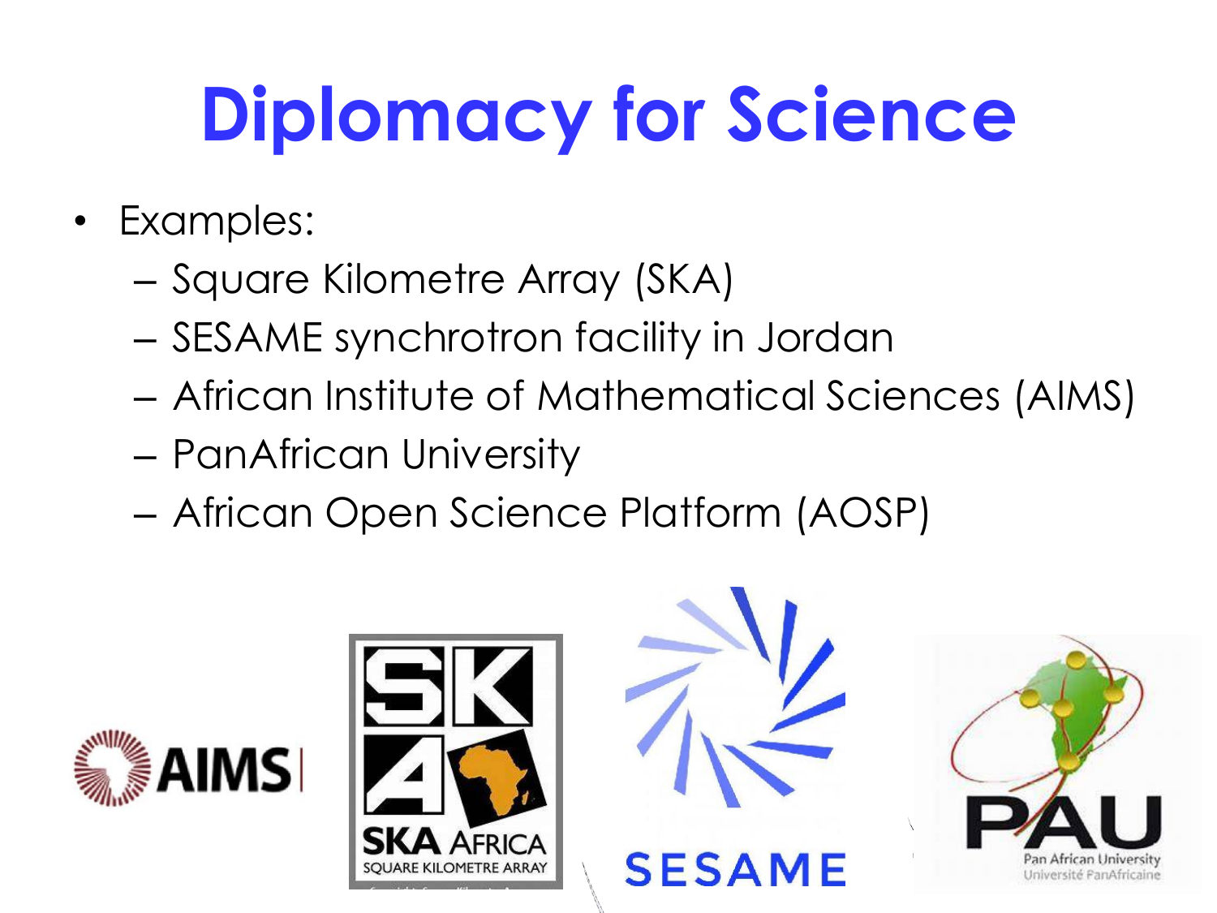# Diplomacy for Science

- Examples:
  - Square Kilometre Array (SKA)
  - SESAME synchrotron facility in Jordan
  - African Institute of Mathematical Sciences (AIMS)
  - PanAfrican University
  - African Open Science Platform (AOSP)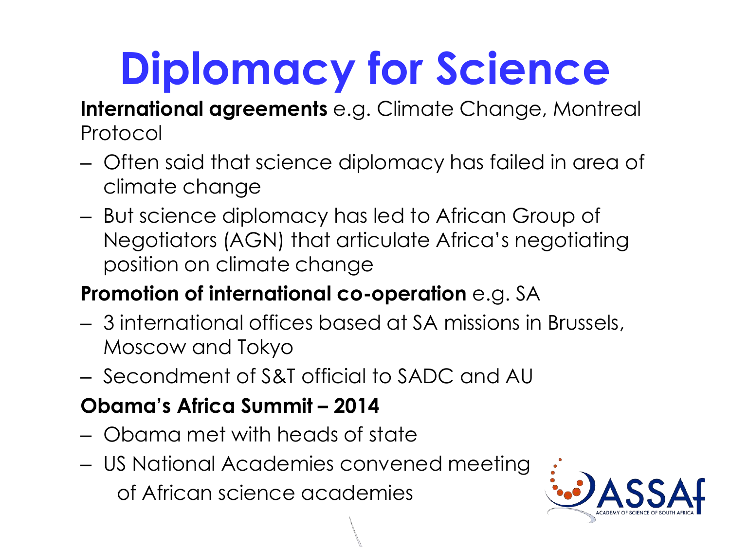# Diplomacy for Science

**International agreements** e.g. Climate Change, Montreal Protocol

- Often said that science diplomacy has failed in area of climate change
- But science diplomacy has led to African Group of Negotiators (AGN) that articulate Africa's negotiating position on climate change

**Promotion of international co-operation** e.g. SA

- 3 international offices based at SA missions in Brussels, Moscow and Tokyo
- Secondment of S&T official to SADC and AU

**Obama's Africa Summit – 2014**

- Obama met with heads of state
- US National Academies convened meeting of African science academies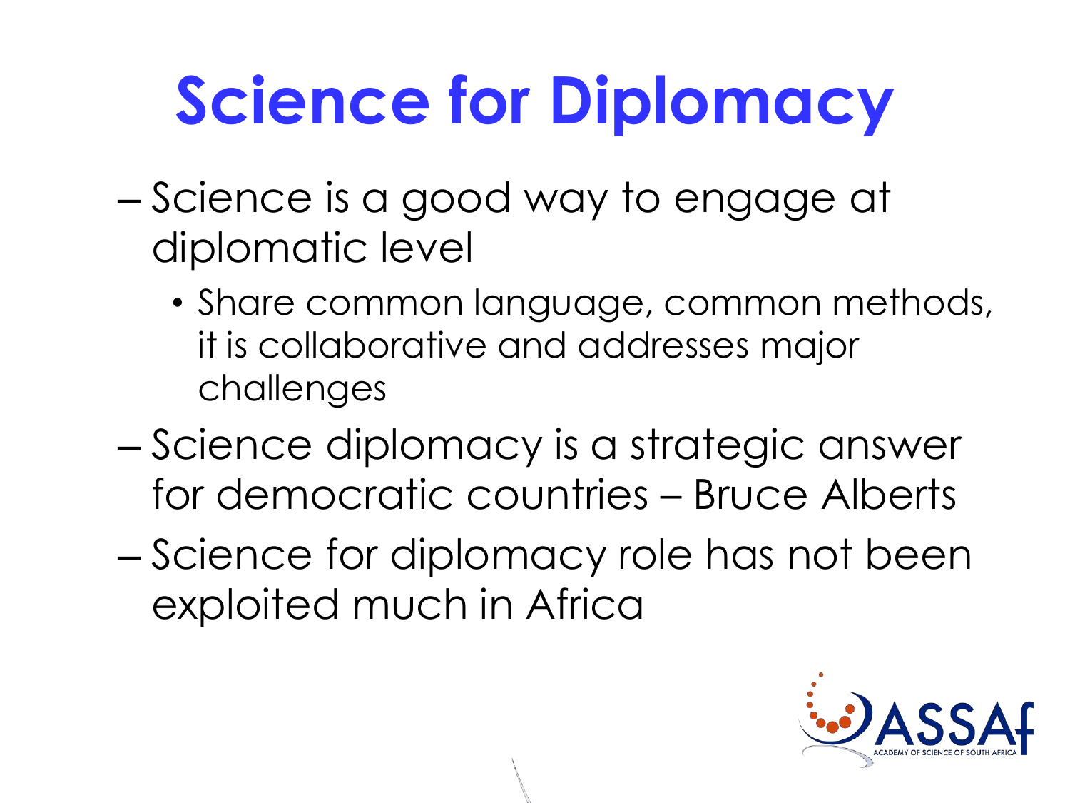# Science for Diplomacy

- Science is a good way to engage at diplomatic level
  - Share common language, common methods, it is collaborative and addresses major challenges
- Science diplomacy is a strategic answer for democratic countries – Bruce Alberts
- Science for diplomacy role has not been exploited much in Africa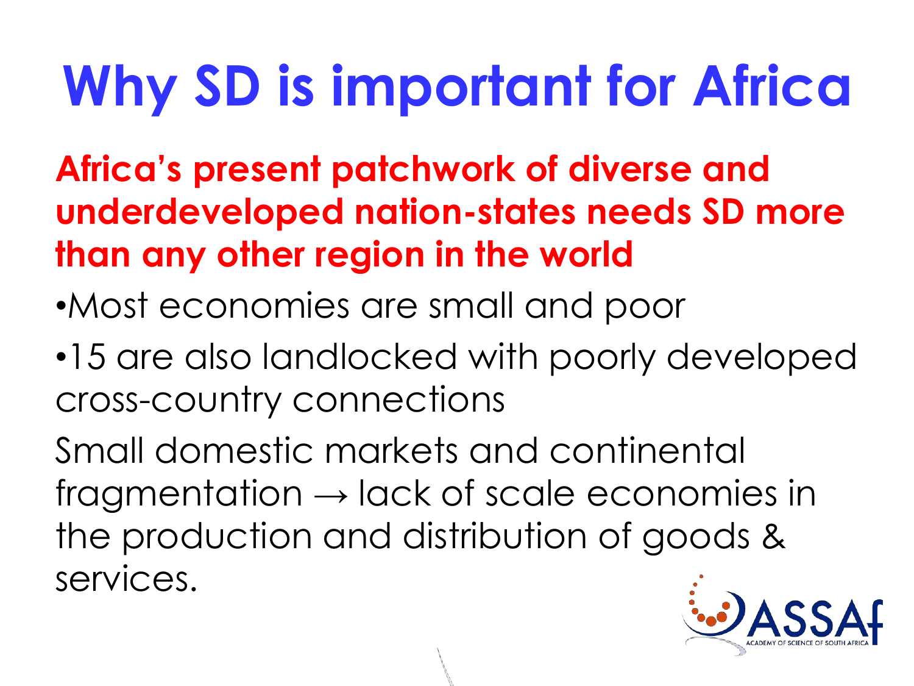# Why SD is important for Africa

**Africa's present patchwork of diverse and underdeveloped nation-states needs SD more than any other region in the world**

- Most economies are small and poor
- 15 are also landlocked with poorly developed cross-country connections

Small domestic markets and continental fragmentation → lack of scale economies in the production and distribution of goods & services.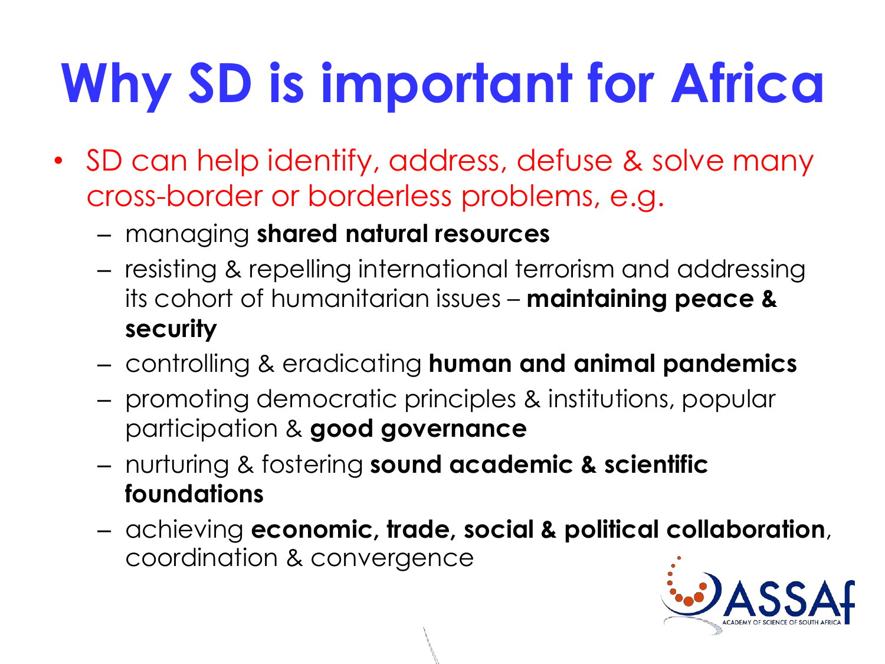# Why SD is important for Africa

- SD can help identify, address, defuse & solve many cross-border or borderless problems, e.g.
  - managing **shared natural resources**
  - resisting & repelling international terrorism and addressing its cohort of humanitarian issues – **maintaining peace & security**
  - controlling & eradicating **human and animal pandemics**
  - promoting democratic principles & institutions, popular participation & **good governance**
  - nurturing & fostering **sound academic & scientific foundations**
  - achieving **economic, trade, social & political collaboration**, coordination & convergence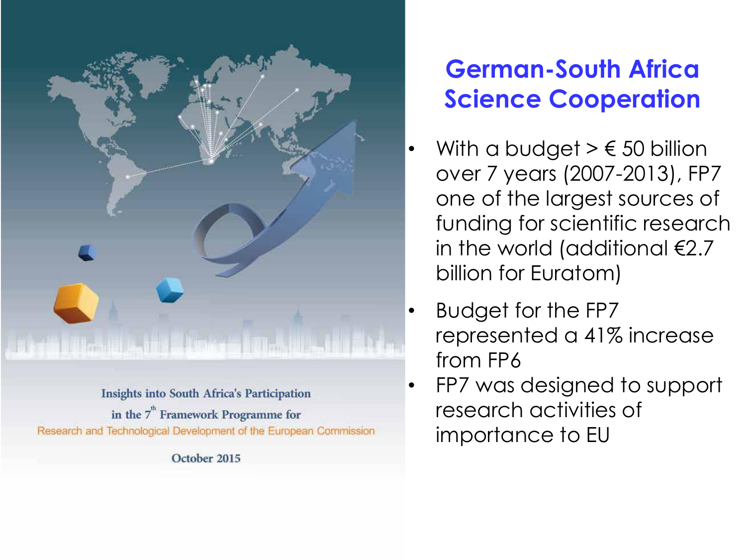Insights into South Africa's Participation in the 7th Framework Programme for Research and Technological Development of the European Commission

October 2015

# German-South Africa Science Cooperation

- With a budget > € 50 billion over 7 years (2007-2013), FP7 one of the largest sources of funding for scientific research in the world (additional €2.7 billion for Euratom)
- Budget for the FP7 represented a 41% increase from FP6
- FP7 was designed to support research activities of importance to EU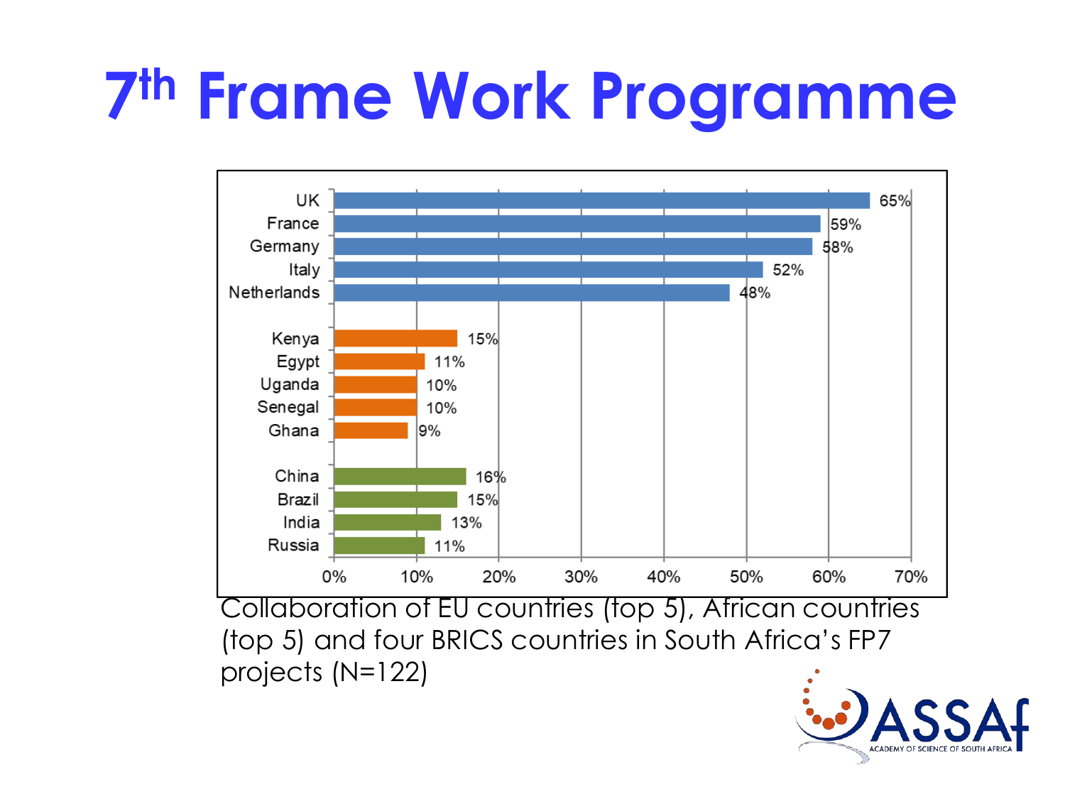# 7th Frame Work Programme

| Country | Collaboration (%) |
|---|---|
| UK | 65% |
| France | 59% |
| Germany | 58% |
| Italy | 52% |
| Netherlands | 48% |
| Kenya | 15% |
| Egypt | 11% |
| Uganda | 10% |
| Senegal | 10% |
| Ghana | 9% |
| China | 16% |
| Brazil | 15% |
| India | 13% |
| Russia | 11% |

Collaboration of EU countries (top 5), African countries (top 5) and four BRICS countries in South Africa's FP7 projects (N=122)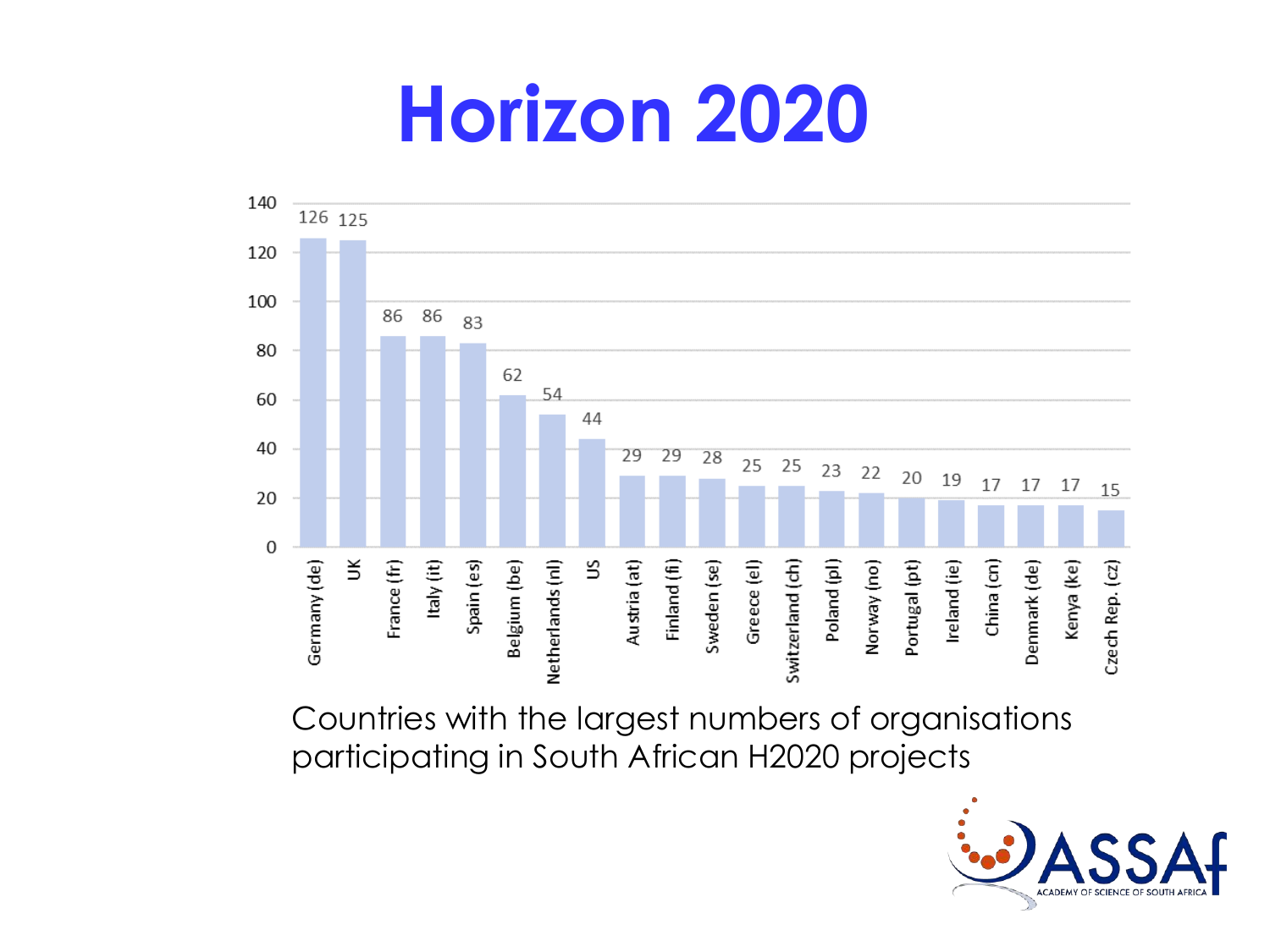# Horizon 2020

| Country | Number of organisations |
|---|---|
| Germany (de) | 126 |
| UK | 125 |
| France (fr) | 86 |
| Italy (it) | 86 |
| Spain (es) | 83 |
| Belgium (be) | 62 |
| Netherlands (nl) | 54 |
| US | 44 |
| Austria (at) | 29 |
| Finland (fi) | 29 |
| Sweden (se) | 28 |
| Greece (el) | 25 |
| Switzerland (ch) | 25 |
| Poland (pl) | 23 |
| Norway (no) | 22 |
| Portugal (pt) | 20 |
| Ireland (ie) | 19 |
| China (cn) | 17 |
| Denmark (de) | 17 |
| Kenya (ke) | 17 |
| Czech Rep. (cz) | 15 |

Countries with the largest numbers of organisations participating in South African H2020 projects

ASSAf
ACADEMY OF SCIENCE OF SOUTH AFRICA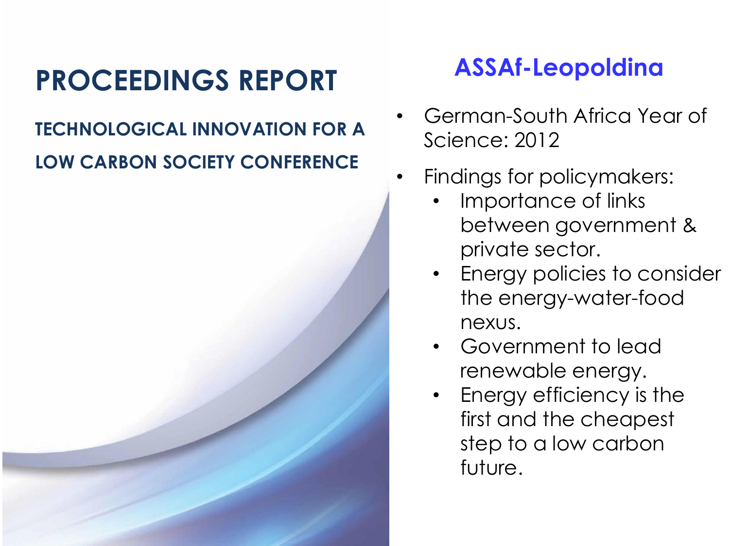# PROCEEDINGS REPORT

## TECHNOLOGICAL INNOVATION FOR A LOW CARBON SOCIETY CONFERENCE

## ASSAf-Leopoldina

- German-South Africa Year of Science: 2012
- Findings for policymakers:
  - Importance of links between government & private sector.
  - Energy policies to consider the energy-water-food nexus.
  - Government to lead renewable energy.
  - Energy efficiency is the first and the cheapest step to a low carbon future.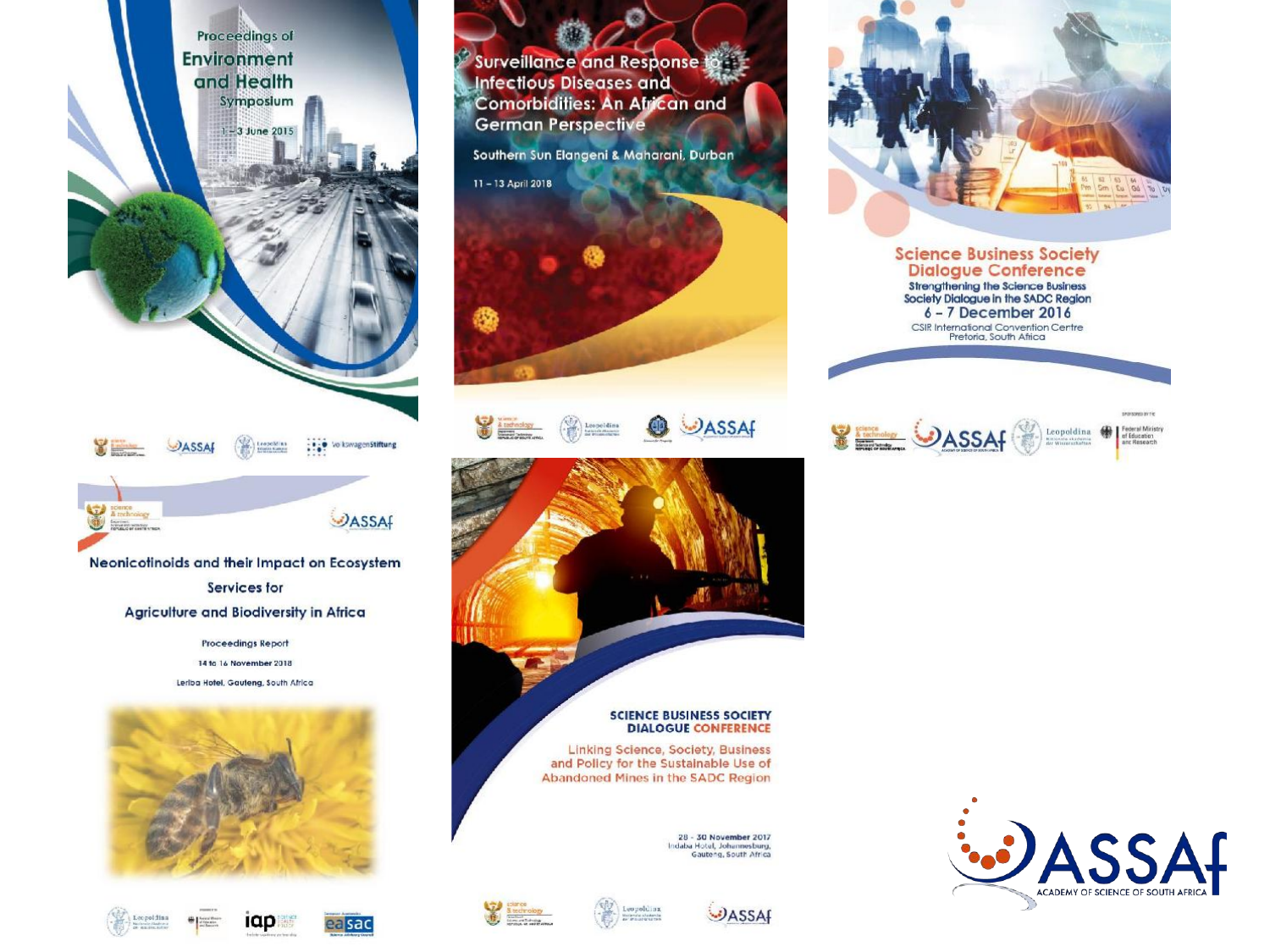Proceedings of Environment and Health Symposium

1 – 3 June 2015

Surveillance and Response to Infectious Diseases and Comorbidities: An African and German Perspective

Southern Sun Elangeni & Maharani, Durban

11 – 13 April 2018

Science Business Society Dialogue Conference

Strengthening the Science Business Society Dialogue in the SADC Region

6 – 7 December 2016

CSIR International Convention Centre Pretoria, South Africa

Neonicotinoids and their Impact on Ecosystem Services for Agriculture and Biodiversity in Africa

Proceedings Report

14 to 16 November 2018

Leriba Hotel, Gauteng, South Africa

SCIENCE BUSINESS SOCIETY DIALOGUE CONFERENCE

Linking Science, Society, Business and Policy for the Sustainable Use of Abandoned Mines in the SADC Region

28 - 30 November 2017

Indaba Hotel, Johannesburg, Gauteng, South Africa

ASSAf

ACADEMY OF SCIENCE OF SOUTH AFRICA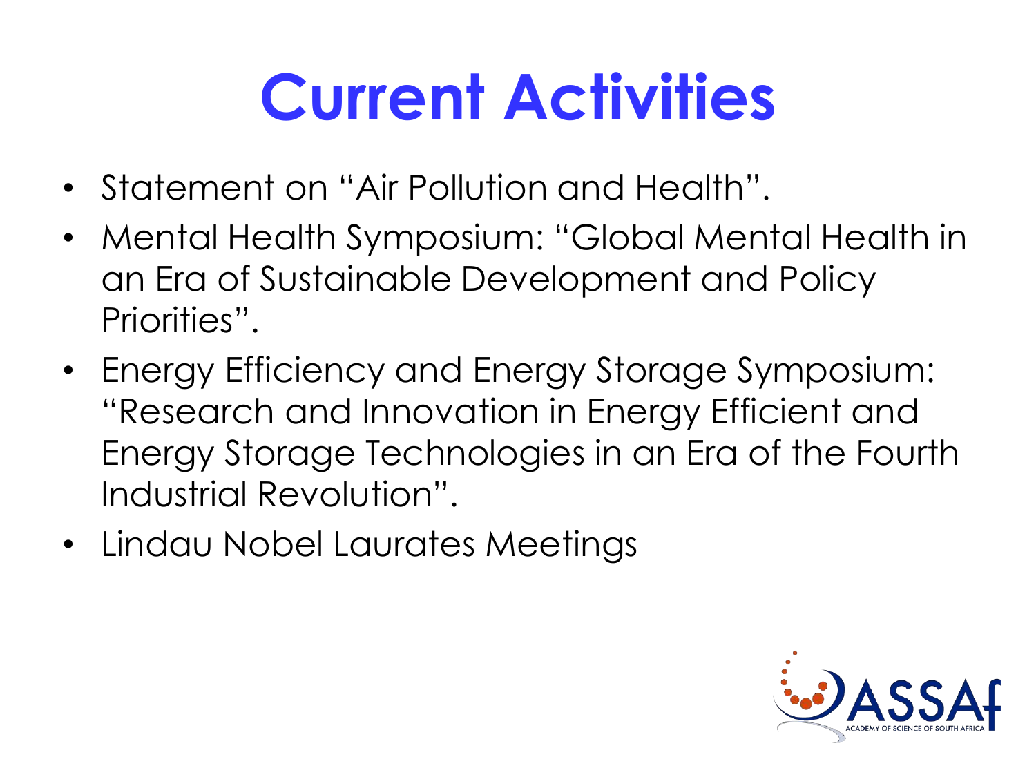# Current Activities

- Statement on "Air Pollution and Health".
- Mental Health Symposium: "Global Mental Health in an Era of Sustainable Development and Policy Priorities".
- Energy Efficiency and Energy Storage Symposium: "Research and Innovation in Energy Efficient and Energy Storage Technologies in an Era of the Fourth Industrial Revolution".
- Lindau Nobel Laurates Meetings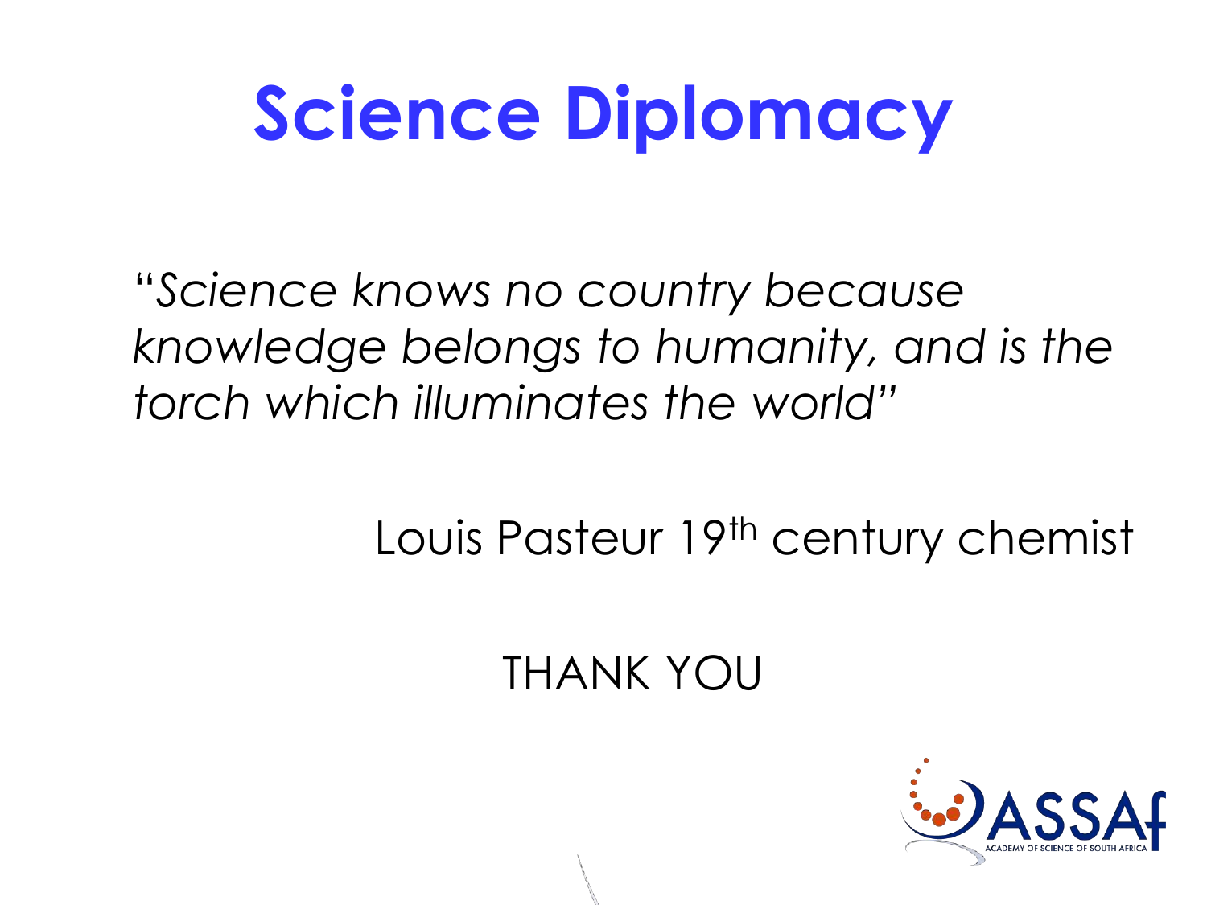# Science Diplomacy

*"Science knows no country because knowledge belongs to humanity, and is the torch which illuminates the world"*

Louis Pasteur 19th century chemist

THANK YOU

ASSAf
ACADEMY OF SCIENCE OF SOUTH AFRICA